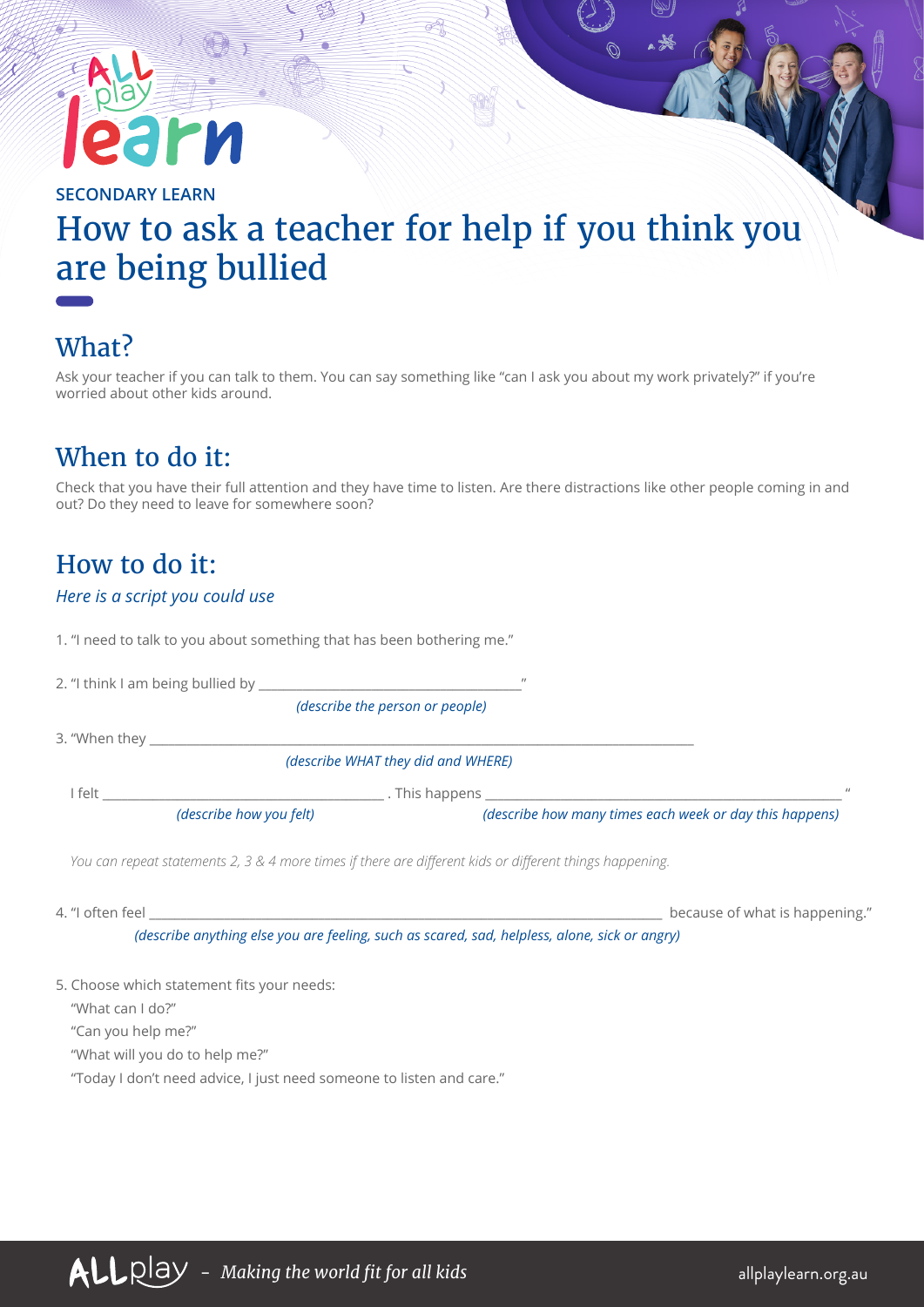SECONDARY LEARN

# How to ask a teacher for help if you think you are being bullied

## What?

Ask your teacher if you can talk to them. You can say something like "can I ask you about my work privately?" if you're worried about other kids around.

## When to do it:

Check that you have their full attention and they have time to listen. Are there distractions like other people coming in and out? Do they need to leave for somewhere soon?

## How to do it:

*Here is a script you could use*

1. "I need to talk to you about something that has been bothering me."

2. "I think I am being bullied by ______________________________________"
   *(describe the person or people)*

3. "When they ______________________________________________________________
   *(describe WHAT they did and WHERE)*

   I felt ________________________________ . This happens ______________________________________ "
   *(describe how you felt)* *(describe how many times each week or day this happens)*

   *You can repeat statements 2, 3 & 4 more times if there are different kids or different things happening.*

4. "I often feel ______________________________________________ because of what is happening."
   *(describe anything else you are feeling, such as scared, sad, helpless, alone, sick or angry)*

5. Choose which statement fits your needs:
   "What can I do?"
   "Can you help me?"
   "What will you do to help me?"
   "Today I don't need advice, I just need someone to listen and care."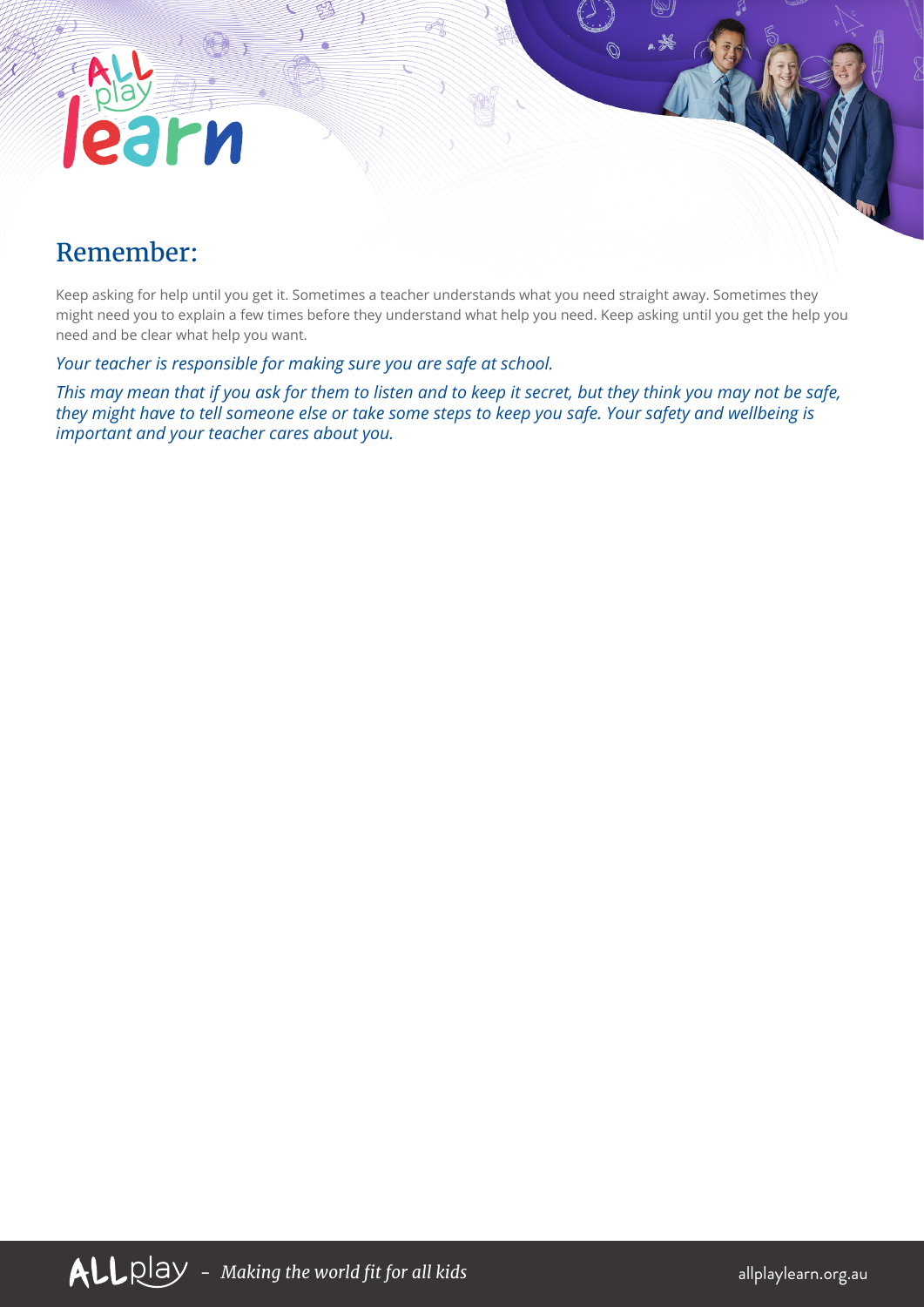## Remember:

Keep asking for help until you get it. Sometimes a teacher understands what you need straight away. Sometimes they might need you to explain a few times before they understand what help you need. Keep asking until you get the help you need and be clear what help you want.

*Your teacher is responsible for making sure you are safe at school.*

*This may mean that if you ask for them to listen and to keep it secret, but they think you may not be safe, they might have to tell someone else or take some steps to keep you safe. Your safety and wellbeing is important and your teacher cares about you.*